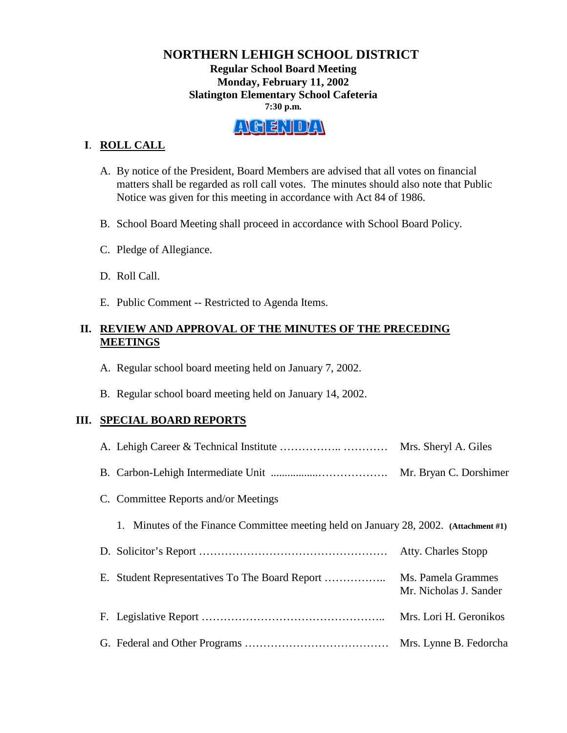# NORTHERN LEHIGH SCHOOL DISTRICT

**Regular School Board Meeting**
**Monday, February 11, 2002**
**Slatington Elementary School Cafeteria**
**7:30 p.m.**

**AGENDA**

## I. ROLL CALL

A. By notice of the President, Board Members are advised that all votes on financial matters shall be regarded as roll call votes. The minutes should also note that Public Notice was given for this meeting in accordance with Act 84 of 1986.

B. School Board Meeting shall proceed in accordance with School Board Policy.

C. Pledge of Allegiance.

D. Roll Call.

E. Public Comment -- Restricted to Agenda Items.

## II. REVIEW AND APPROVAL OF THE MINUTES OF THE PRECEDING MEETINGS

A. Regular school board meeting held on January 7, 2002.

B. Regular school board meeting held on January 14, 2002.

## III. SPECIAL BOARD REPORTS

A. Lehigh Career & Technical Institute …………….. ………… Mrs. Sheryl A. Giles

B. Carbon-Lehigh Intermediate Unit ................………………. Mr. Bryan C. Dorshimer

C. Committee Reports and/or Meetings

1. Minutes of the Finance Committee meeting held on January 28, 2002. **(Attachment #1)**

D. Solicitor's Report …………………………………………… Atty. Charles Stopp

E. Student Representatives To The Board Report …………….. Ms. Pamela Grammes, Mr. Nicholas J. Sander

F. Legislative Report ………………………………………….. Mrs. Lori H. Geronikos

G. Federal and Other Programs ………………………………… Mrs. Lynne B. Fedorcha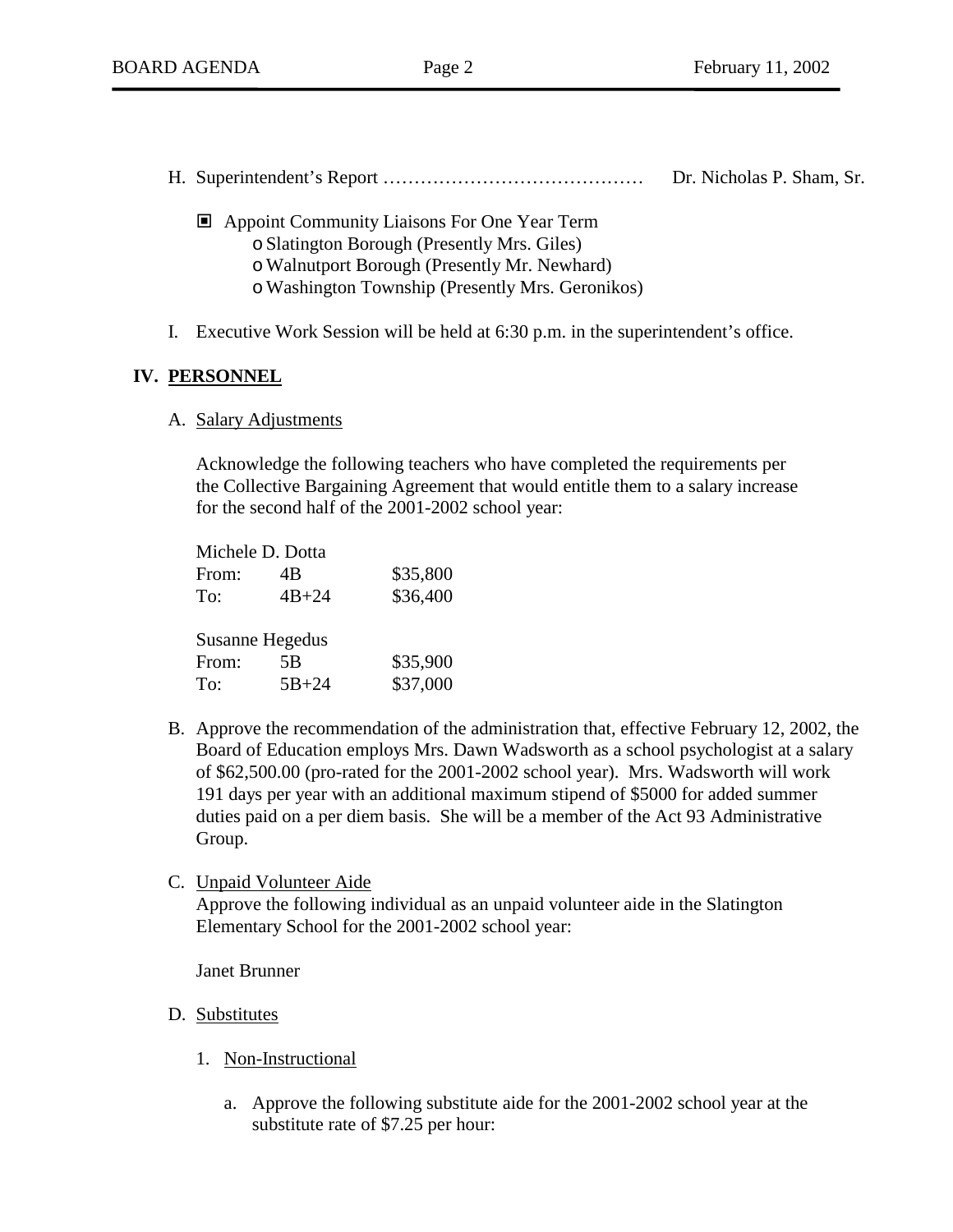H. Superintendent's Report …………………………………… Dr. Nicholas P. Sham, Sr.

- ▣ Appoint Community Liaisons For One Year Term
  - o Slatington Borough (Presently Mrs. Giles)
  - o Walnutport Borough (Presently Mr. Newhard)
  - o Washington Township (Presently Mrs. Geronikos)

I. Executive Work Session will be held at 6:30 p.m. in the superintendent's office.

## IV. PERSONNEL

A. Salary Adjustments

Acknowledge the following teachers who have completed the requirements per the Collective Bargaining Agreement that would entitle them to a salary increase for the second half of the 2001-2002 school year:

Michele D. Dotta

| | | |
|---|---|---|
| From: | 4B | $35,800 |
| To: | 4B+24 | $36,400 |

Susanne Hegedus

| | | |
|---|---|---|
| From: | 5B | $35,900 |
| To: | 5B+24 | $37,000 |

B. Approve the recommendation of the administration that, effective February 12, 2002, the Board of Education employs Mrs. Dawn Wadsworth as a school psychologist at a salary of $62,500.00 (pro-rated for the 2001-2002 school year). Mrs. Wadsworth will work 191 days per year with an additional maximum stipend of $5000 for added summer duties paid on a per diem basis. She will be a member of the Act 93 Administrative Group.

C. Unpaid Volunteer Aide

Approve the following individual as an unpaid volunteer aide in the Slatington Elementary School for the 2001-2002 school year:

Janet Brunner

D. Substitutes

1. Non-Instructional

   a. Approve the following substitute aide for the 2001-2002 school year at the substitute rate of $7.25 per hour: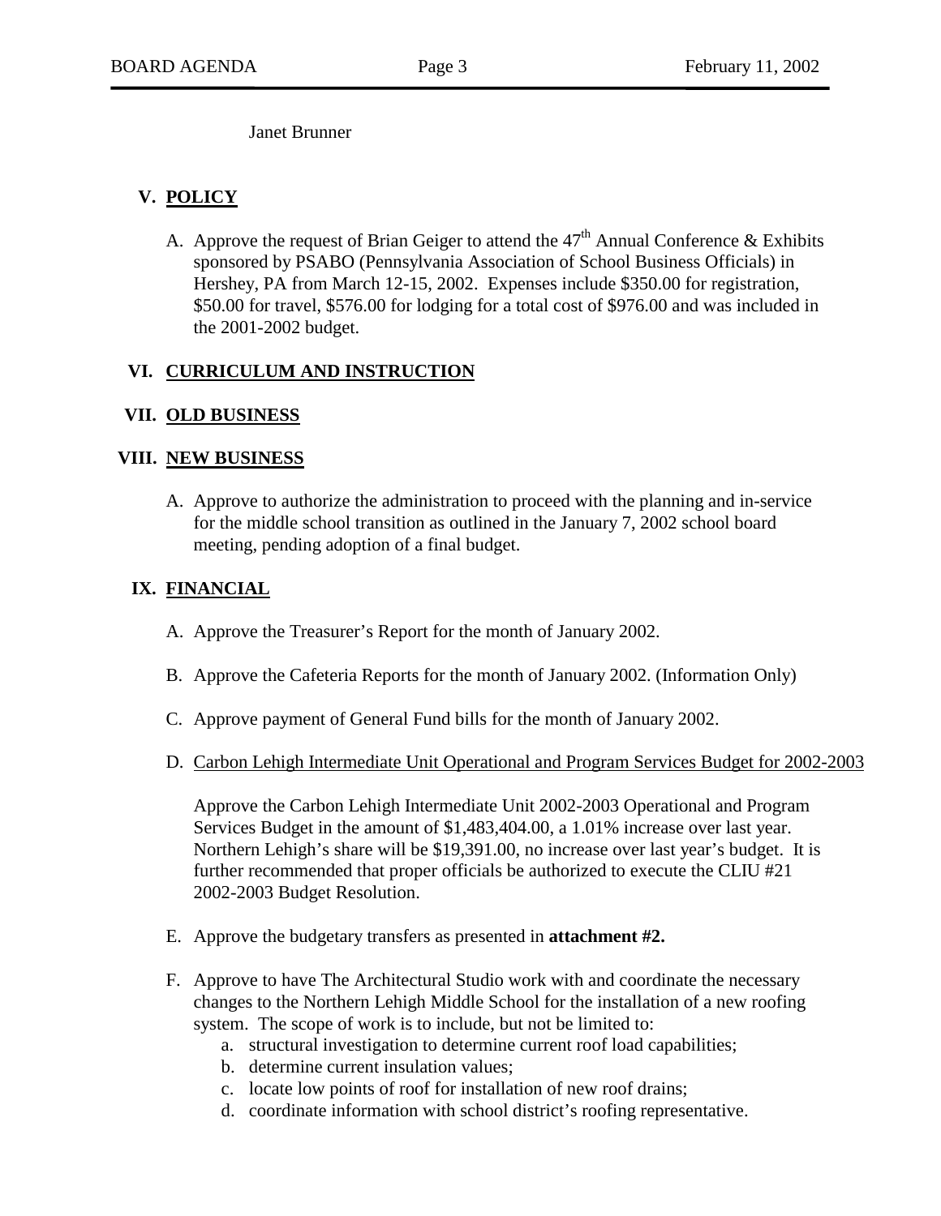Janet Brunner

## V. POLICY

A. Approve the request of Brian Geiger to attend the 47th Annual Conference & Exhibits sponsored by PSABO (Pennsylvania Association of School Business Officials) in Hershey, PA from March 12-15, 2002. Expenses include $350.00 for registration, $50.00 for travel, $576.00 for lodging for a total cost of $976.00 and was included in the 2001-2002 budget.

## VI. CURRICULUM AND INSTRUCTION

## VII. OLD BUSINESS

## VIII. NEW BUSINESS

A. Approve to authorize the administration to proceed with the planning and in-service for the middle school transition as outlined in the January 7, 2002 school board meeting, pending adoption of a final budget.

## IX. FINANCIAL

A. Approve the Treasurer's Report for the month of January 2002.

B. Approve the Cafeteria Reports for the month of January 2002. (Information Only)

C. Approve payment of General Fund bills for the month of January 2002.

D. Carbon Lehigh Intermediate Unit Operational and Program Services Budget for 2002-2003

   Approve the Carbon Lehigh Intermediate Unit 2002-2003 Operational and Program Services Budget in the amount of $1,483,404.00, a 1.01% increase over last year. Northern Lehigh's share will be $19,391.00, no increase over last year's budget. It is further recommended that proper officials be authorized to execute the CLIU #21 2002-2003 Budget Resolution.

E. Approve the budgetary transfers as presented in **attachment #2.**

F. Approve to have The Architectural Studio work with and coordinate the necessary changes to the Northern Lehigh Middle School for the installation of a new roofing system. The scope of work is to include, but not be limited to:
   a. structural investigation to determine current roof load capabilities;
   b. determine current insulation values;
   c. locate low points of roof for installation of new roof drains;
   d. coordinate information with school district's roofing representative.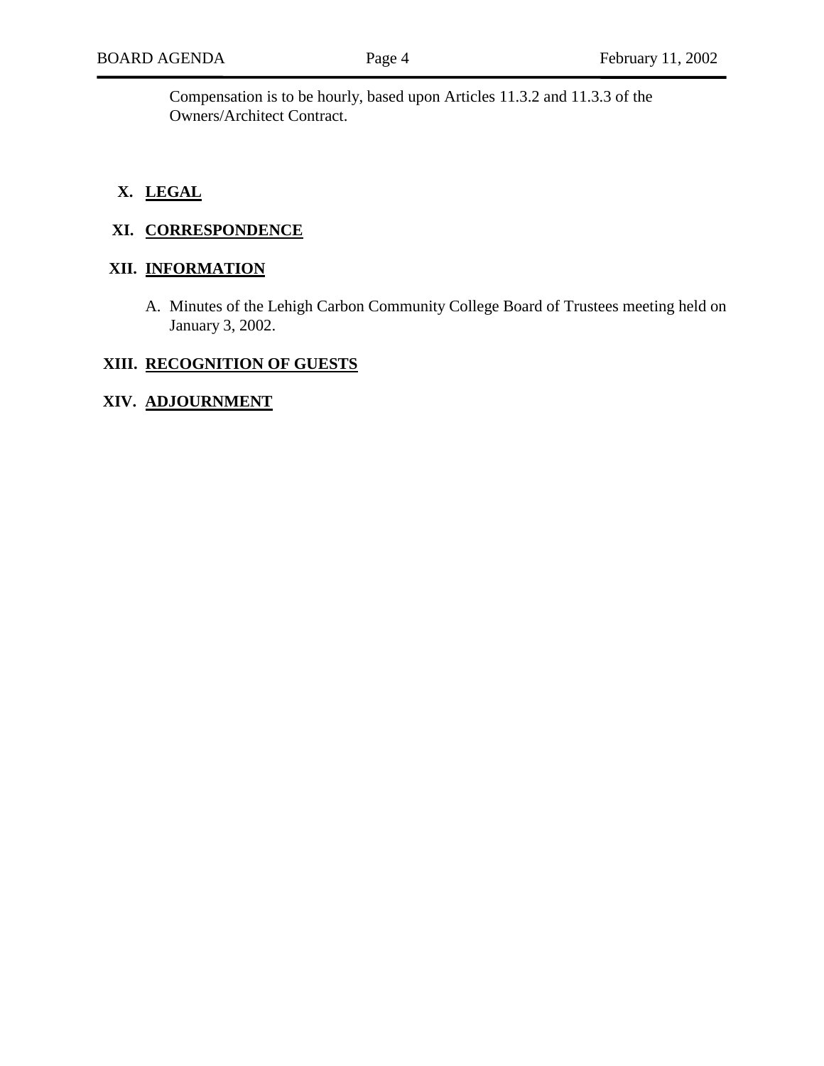Compensation is to be hourly, based upon Articles 11.3.2 and 11.3.3 of the Owners/Architect Contract.

## X. LEGAL

## XI. CORRESPONDENCE

## XII. INFORMATION

A. Minutes of the Lehigh Carbon Community College Board of Trustees meeting held on January 3, 2002.

## XIII. RECOGNITION OF GUESTS

## XIV. ADJOURNMENT